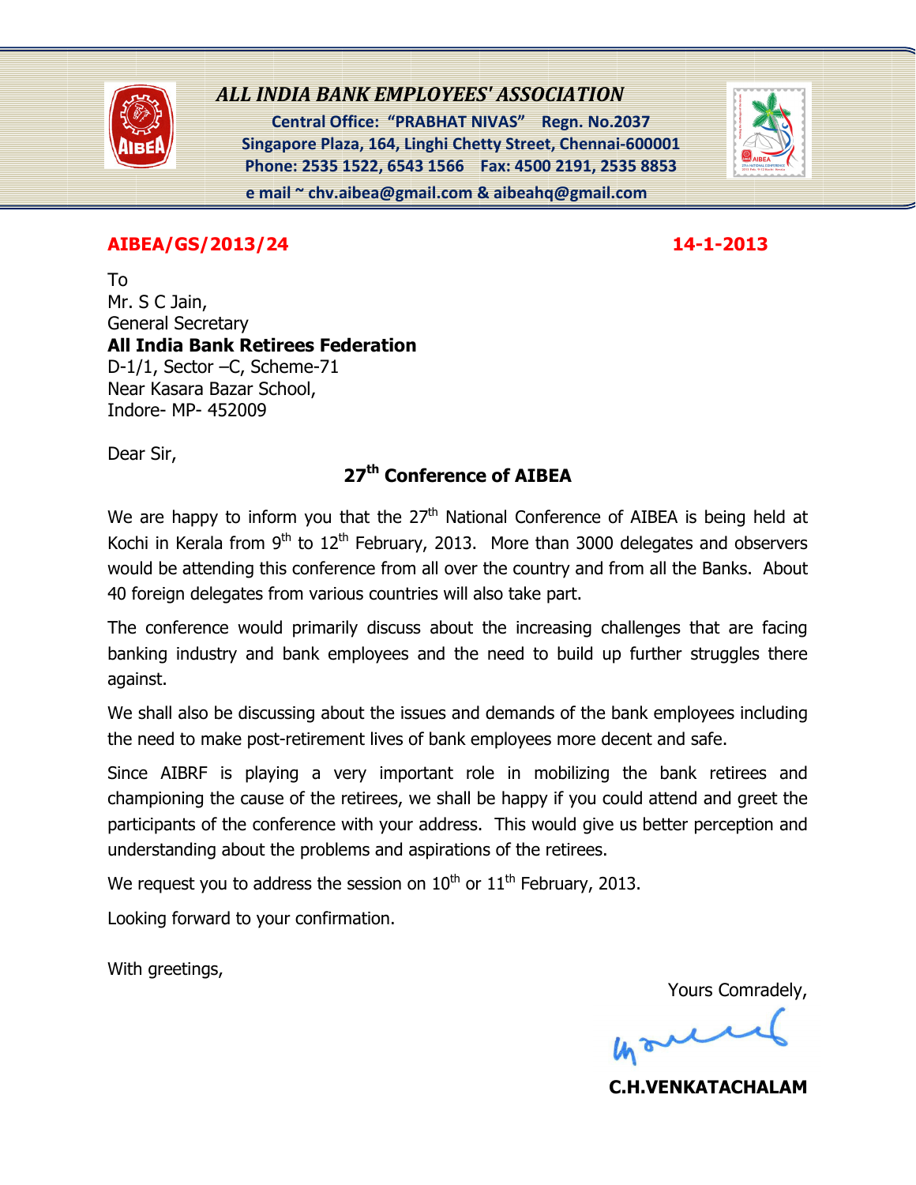# *ALL INDIA BANK EMPLOYEES' ASSOCIATION*

**Central Office: "PRABHAT NIVAS" Regn. No.2037**
**Singapore Plaza, 164, Linghi Chetty Street, Chennai-600001**
**Phone: 2535 1522, 6543 1566 Fax: 4500 2191, 2535 8853**
**e mail ~ chv.aibea@gmail.com & aibeahq@gmail.com**

**AIBEA/GS/2013/24** **14-1-2013**

To
Mr. S C Jain,
General Secretary
**All India Bank Retirees Federation**
D-1/1, Sector –C, Scheme-71
Near Kasara Bazar School,
Indore- MP- 452009

Dear Sir,

## 27th Conference of AIBEA

We are happy to inform you that the 27th National Conference of AIBEA is being held at Kochi in Kerala from 9th to 12th February, 2013. More than 3000 delegates and observers would be attending this conference from all over the country and from all the Banks. About 40 foreign delegates from various countries will also take part.

The conference would primarily discuss about the increasing challenges that are facing banking industry and bank employees and the need to build up further struggles there against.

We shall also be discussing about the issues and demands of the bank employees including the need to make post-retirement lives of bank employees more decent and safe.

Since AIBRF is playing a very important role in mobilizing the bank retirees and championing the cause of the retirees, we shall be happy if you could attend and greet the participants of the conference with your address. This would give us better perception and understanding about the problems and aspirations of the retirees.

We request you to address the session on 10th or 11th February, 2013.

Looking forward to your confirmation.

With greetings,

Yours Comradely,

**C.H.VENKATACHALAM**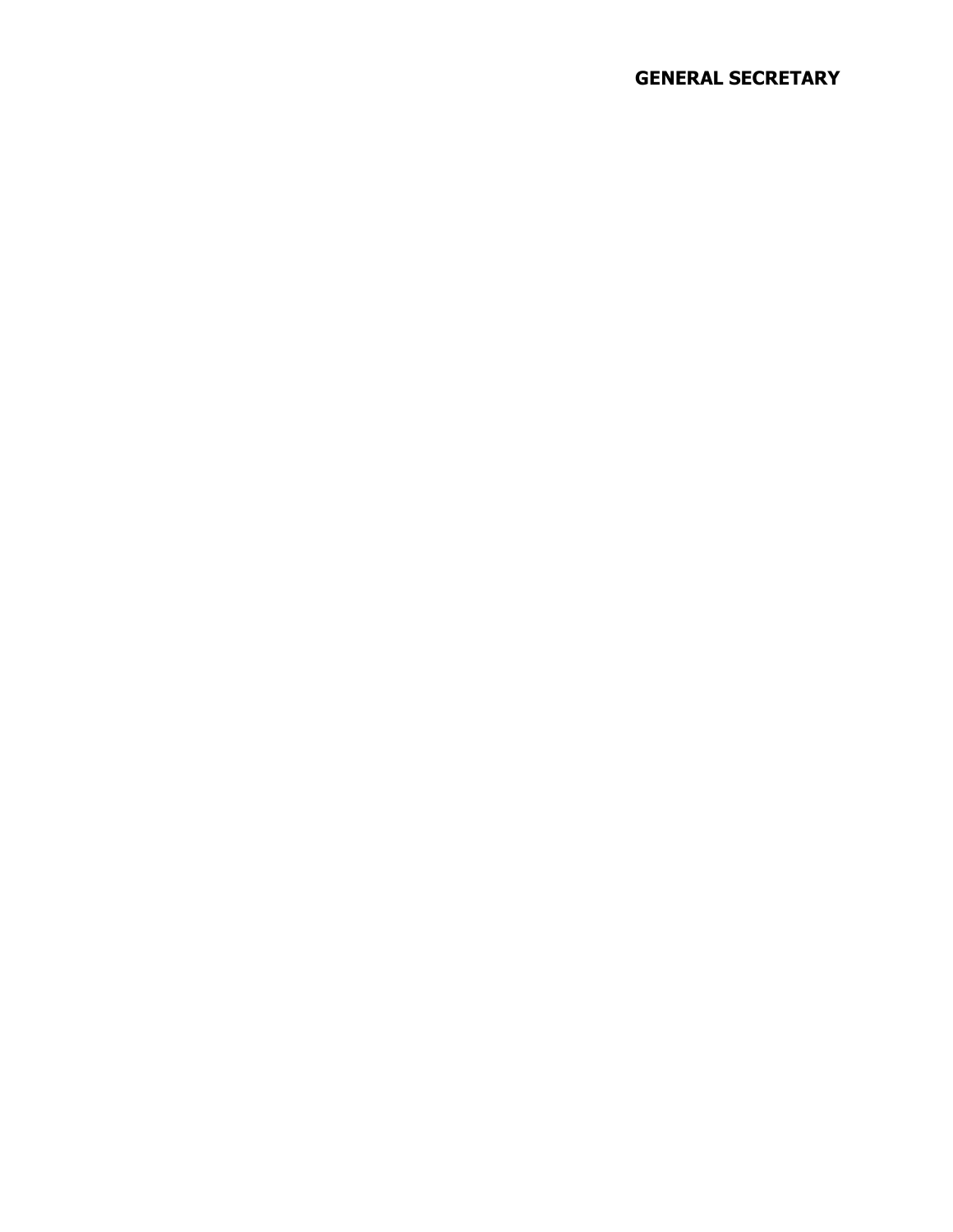**GENERAL SECRETARY**